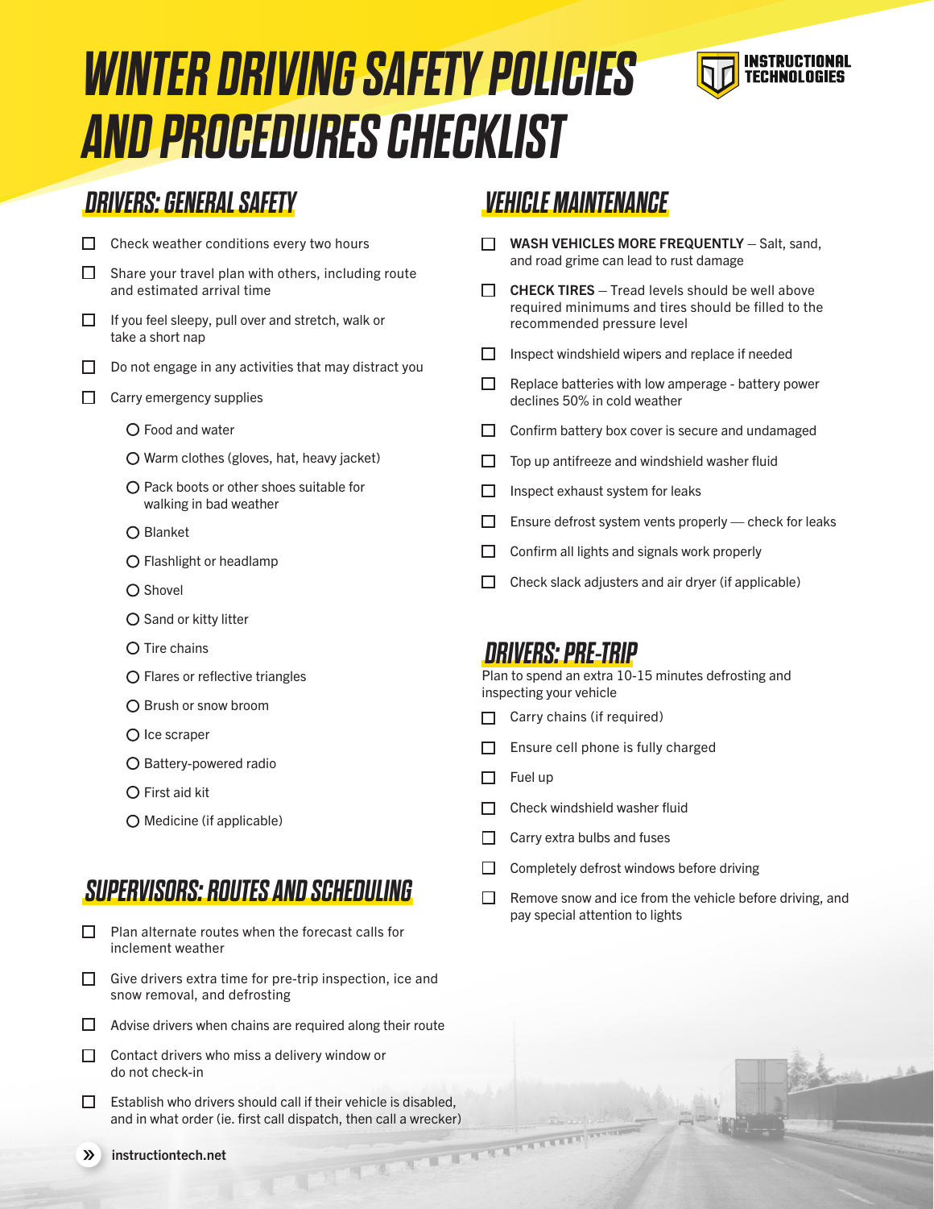# WINTER DRIVING SAFETY POLICIES AND PROCEDURES CHECKLIST

INSTRUCTIONAL TECHNOLOGIES

## DRIVERS: GENERAL SAFETY

- [ ] Check weather conditions every two hours
- [ ] Share your travel plan with others, including route and estimated arrival time
- [ ] If you feel sleepy, pull over and stretch, walk or take a short nap
- [ ] Do not engage in any activities that may distract you
- [ ] Carry emergency supplies
  - Food and water
  - Warm clothes (gloves, hat, heavy jacket)
  - Pack boots or other shoes suitable for walking in bad weather
  - Blanket
  - Flashlight or headlamp
  - Shovel
  - Sand or kitty litter
  - Tire chains
  - Flares or reflective triangles
  - Brush or snow broom
  - Ice scraper
  - Battery-powered radio
  - First aid kit
  - Medicine (if applicable)

## SUPERVISORS: ROUTES AND SCHEDULING

- [ ] Plan alternate routes when the forecast calls for inclement weather
- [ ] Give drivers extra time for pre-trip inspection, ice and snow removal, and defrosting
- [ ] Advise drivers when chains are required along their route
- [ ] Contact drivers who miss a delivery window or do not check-in
- [ ] Establish who drivers should call if their vehicle is disabled, and in what order (ie. first call dispatch, then call a wrecker)

## VEHICLE MAINTENANCE

- [ ] **WASH VEHICLES MORE FREQUENTLY** – Salt, sand, and road grime can lead to rust damage
- [ ] **CHECK TIRES** – Tread levels should be well above required minimums and tires should be filled to the recommended pressure level
- [ ] Inspect windshield wipers and replace if needed
- [ ] Replace batteries with low amperage - battery power declines 50% in cold weather
- [ ] Confirm battery box cover is secure and undamaged
- [ ] Top up antifreeze and windshield washer fluid
- [ ] Inspect exhaust system for leaks
- [ ] Ensure defrost system vents properly — check for leaks
- [ ] Confirm all lights and signals work properly
- [ ] Check slack adjusters and air dryer (if applicable)

## DRIVERS: PRE-TRIP

Plan to spend an extra 10-15 minutes defrosting and inspecting your vehicle

- [ ] Carry chains (if required)
- [ ] Ensure cell phone is fully charged
- [ ] Fuel up
- [ ] Check windshield washer fluid
- [ ] Carry extra bulbs and fuses
- [ ] Completely defrost windows before driving
- [ ] Remove snow and ice from the vehicle before driving, and pay special attention to lights

» instructiontech.net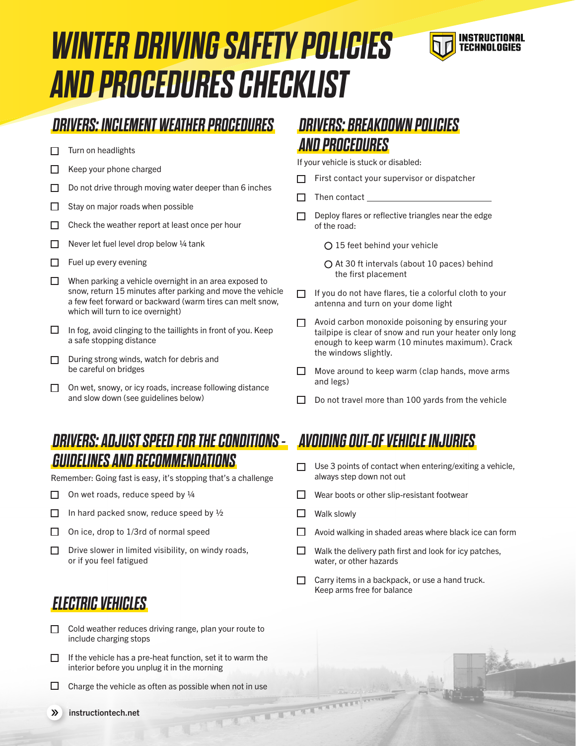# WINTER DRIVING SAFETY POLICIES AND PROCEDURES CHECKLIST

INSTRUCTIONAL TECHNOLOGIES

## DRIVERS: INCLEMENT WEATHER PROCEDURES

- [ ] Turn on headlights
- [ ] Keep your phone charged
- [ ] Do not drive through moving water deeper than 6 inches
- [ ] Stay on major roads when possible
- [ ] Check the weather report at least once per hour
- [ ] Never let fuel level drop below ¼ tank
- [ ] Fuel up every evening
- [ ] When parking a vehicle overnight in an area exposed to snow, return 15 minutes after parking and move the vehicle a few feet forward or backward (warm tires can melt snow, which will turn to ice overnight)
- [ ] In fog, avoid clinging to the taillights in front of you. Keep a safe stopping distance
- [ ] During strong winds, watch for debris and be careful on bridges
- [ ] On wet, snowy, or icy roads, increase following distance and slow down (see guidelines below)

## DRIVERS: ADJUST SPEED FOR THE CONDITIONS - GUIDELINES AND RECOMMENDATIONS

Remember: Going fast is easy, it's stopping that's a challenge

- [ ] On wet roads, reduce speed by ¼
- [ ] In hard packed snow, reduce speed by ½
- [ ] On ice, drop to 1/3rd of normal speed
- [ ] Drive slower in limited visibility, on windy roads, or if you feel fatigued

## ELECTRIC VEHICLES

- [ ] Cold weather reduces driving range, plan your route to include charging stops
- [ ] If the vehicle has a pre-heat function, set it to warm the interior before you unplug it in the morning
- [ ] Charge the vehicle as often as possible when not in use

## DRIVERS: BREAKDOWN POLICIES AND PROCEDURES

If your vehicle is stuck or disabled:

- [ ] First contact your supervisor or dispatcher
- [ ] Then contact ___________________________
- [ ] Deploy flares or reflective triangles near the edge of the road:
  - ○ 15 feet behind your vehicle
  - ○ At 30 ft intervals (about 10 paces) behind the first placement
- [ ] If you do not have flares, tie a colorful cloth to your antenna and turn on your dome light
- [ ] Avoid carbon monoxide poisoning by ensuring your tailpipe is clear of snow and run your heater only long enough to keep warm (10 minutes maximum). Crack the windows slightly.
- [ ] Move around to keep warm (clap hands, move arms and legs)
- [ ] Do not travel more than 100 yards from the vehicle

## AVOIDING OUT-OF VEHICLE INJURIES

- [ ] Use 3 points of contact when entering/exiting a vehicle, always step down not out
- [ ] Wear boots or other slip-resistant footwear
- [ ] Walk slowly
- [ ] Avoid walking in shaded areas where black ice can form
- [ ] Walk the delivery path first and look for icy patches, water, or other hazards
- [ ] Carry items in a backpack, or use a hand truck. Keep arms free for balance

» instructiontech.net